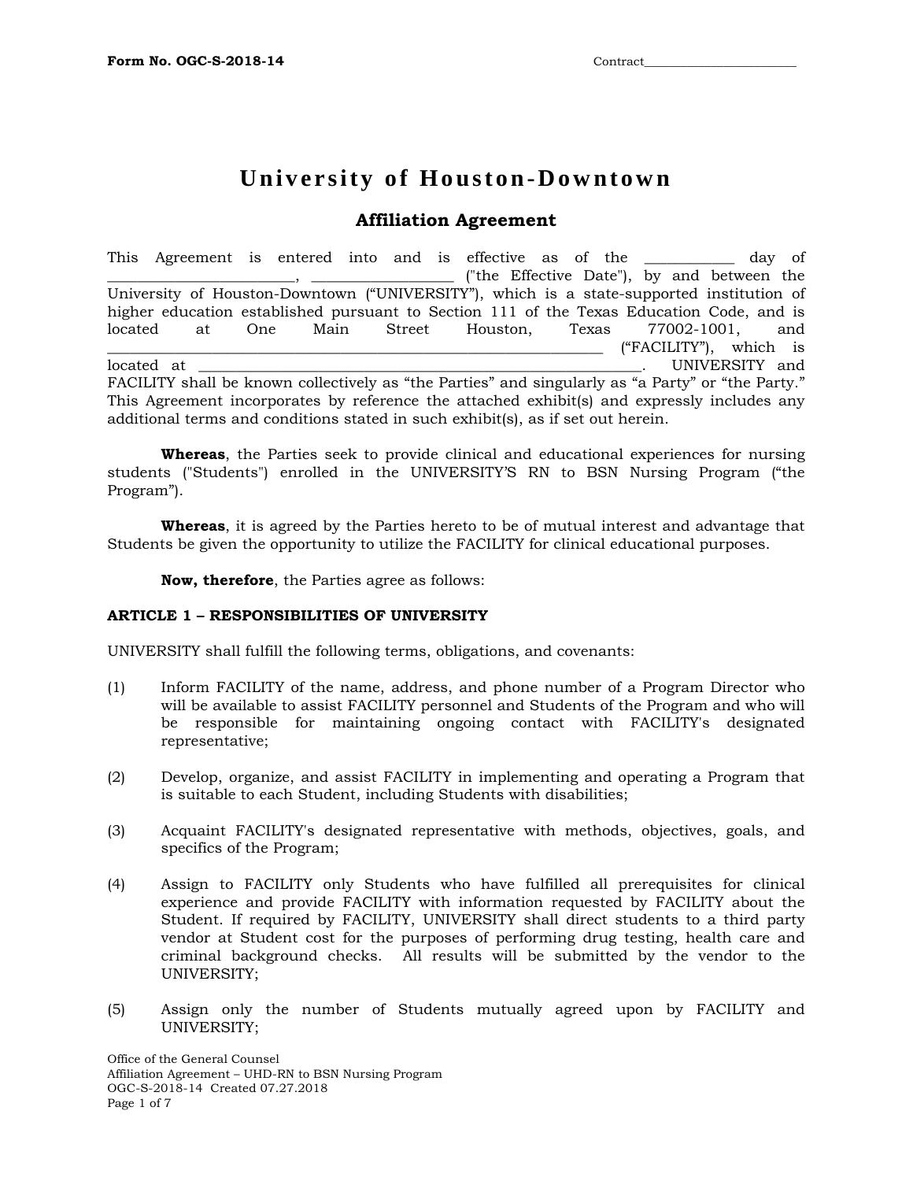# University of Houston-Downtown

## Affiliation Agreement

This Agreement is entered into and is effective as of the ___________ day of ________________________, _________________ ("the Effective Date"), by and between the University of Houston-Downtown ("UNIVERSITY"), which is a state-supported institution of higher education established pursuant to Section 111 of the Texas Education Code, and is located at One Main Street Houston, Texas 77002-1001, and _______________________________________________________________ ("FACILITY"), which is located at __________________________________________________________. UNIVERSITY and FACILITY shall be known collectively as "the Parties" and singularly as "a Party" or "the Party." This Agreement incorporates by reference the attached exhibit(s) and expressly includes any additional terms and conditions stated in such exhibit(s), as if set out herein.

**Whereas**, the Parties seek to provide clinical and educational experiences for nursing students ("Students") enrolled in the UNIVERSITY'S RN to BSN Nursing Program ("the Program").

**Whereas**, it is agreed by the Parties hereto to be of mutual interest and advantage that Students be given the opportunity to utilize the FACILITY for clinical educational purposes.

**Now, therefore**, the Parties agree as follows:

### ARTICLE 1 – RESPONSIBILITIES OF UNIVERSITY

UNIVERSITY shall fulfill the following terms, obligations, and covenants:

(1) Inform FACILITY of the name, address, and phone number of a Program Director who will be available to assist FACILITY personnel and Students of the Program and who will be responsible for maintaining ongoing contact with FACILITY's designated representative;

(2) Develop, organize, and assist FACILITY in implementing and operating a Program that is suitable to each Student, including Students with disabilities;

(3) Acquaint FACILITY's designated representative with methods, objectives, goals, and specifics of the Program;

(4) Assign to FACILITY only Students who have fulfilled all prerequisites for clinical experience and provide FACILITY with information requested by FACILITY about the Student. If required by FACILITY, UNIVERSITY shall direct students to a third party vendor at Student cost for the purposes of performing drug testing, health care and criminal background checks. All results will be submitted by the vendor to the UNIVERSITY;

(5) Assign only the number of Students mutually agreed upon by FACILITY and UNIVERSITY;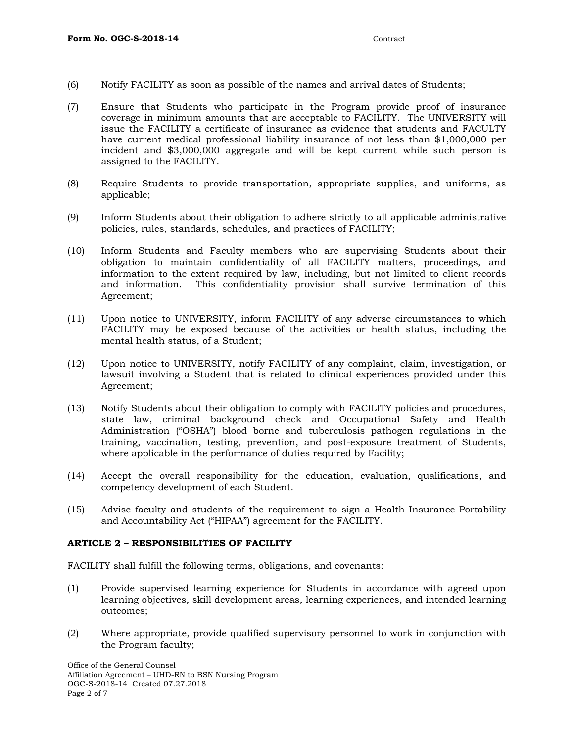(6) Notify FACILITY as soon as possible of the names and arrival dates of Students;

(7) Ensure that Students who participate in the Program provide proof of insurance coverage in minimum amounts that are acceptable to FACILITY. The UNIVERSITY will issue the FACILITY a certificate of insurance as evidence that students and FACULTY have current medical professional liability insurance of not less than $1,000,000 per incident and $3,000,000 aggregate and will be kept current while such person is assigned to the FACILITY.

(8) Require Students to provide transportation, appropriate supplies, and uniforms, as applicable;

(9) Inform Students about their obligation to adhere strictly to all applicable administrative policies, rules, standards, schedules, and practices of FACILITY;

(10) Inform Students and Faculty members who are supervising Students about their obligation to maintain confidentiality of all FACILITY matters, proceedings, and information to the extent required by law, including, but not limited to client records and information. This confidentiality provision shall survive termination of this Agreement;

(11) Upon notice to UNIVERSITY, inform FACILITY of any adverse circumstances to which FACILITY may be exposed because of the activities or health status, including the mental health status, of a Student;

(12) Upon notice to UNIVERSITY, notify FACILITY of any complaint, claim, investigation, or lawsuit involving a Student that is related to clinical experiences provided under this Agreement;

(13) Notify Students about their obligation to comply with FACILITY policies and procedures, state law, criminal background check and Occupational Safety and Health Administration ("OSHA") blood borne and tuberculosis pathogen regulations in the training, vaccination, testing, prevention, and post-exposure treatment of Students, where applicable in the performance of duties required by Facility;

(14) Accept the overall responsibility for the education, evaluation, qualifications, and competency development of each Student.

(15) Advise faculty and students of the requirement to sign a Health Insurance Portability and Accountability Act ("HIPAA") agreement for the FACILITY.

**ARTICLE 2 – RESPONSIBILITIES OF FACILITY**

FACILITY shall fulfill the following terms, obligations, and covenants:

(1) Provide supervised learning experience for Students in accordance with agreed upon learning objectives, skill development areas, learning experiences, and intended learning outcomes;

(2) Where appropriate, provide qualified supervisory personnel to work in conjunction with the Program faculty;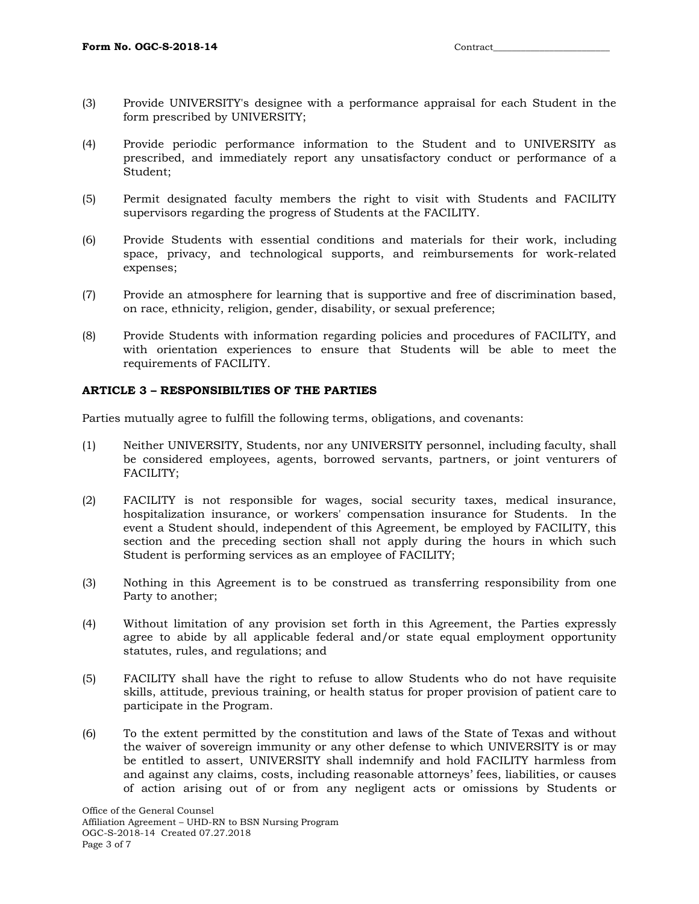(3) Provide UNIVERSITY's designee with a performance appraisal for each Student in the form prescribed by UNIVERSITY;

(4) Provide periodic performance information to the Student and to UNIVERSITY as prescribed, and immediately report any unsatisfactory conduct or performance of a Student;

(5) Permit designated faculty members the right to visit with Students and FACILITY supervisors regarding the progress of Students at the FACILITY.

(6) Provide Students with essential conditions and materials for their work, including space, privacy, and technological supports, and reimbursements for work-related expenses;

(7) Provide an atmosphere for learning that is supportive and free of discrimination based, on race, ethnicity, religion, gender, disability, or sexual preference;

(8) Provide Students with information regarding policies and procedures of FACILITY, and with orientation experiences to ensure that Students will be able to meet the requirements of FACILITY.

**ARTICLE 3 – RESPONSIBILTIES OF THE PARTIES**

Parties mutually agree to fulfill the following terms, obligations, and covenants:

(1) Neither UNIVERSITY, Students, nor any UNIVERSITY personnel, including faculty, shall be considered employees, agents, borrowed servants, partners, or joint venturers of FACILITY;

(2) FACILITY is not responsible for wages, social security taxes, medical insurance, hospitalization insurance, or workers' compensation insurance for Students. In the event a Student should, independent of this Agreement, be employed by FACILITY, this section and the preceding section shall not apply during the hours in which such Student is performing services as an employee of FACILITY;

(3) Nothing in this Agreement is to be construed as transferring responsibility from one Party to another;

(4) Without limitation of any provision set forth in this Agreement, the Parties expressly agree to abide by all applicable federal and/or state equal employment opportunity statutes, rules, and regulations; and

(5) FACILITY shall have the right to refuse to allow Students who do not have requisite skills, attitude, previous training, or health status for proper provision of patient care to participate in the Program.

(6) To the extent permitted by the constitution and laws of the State of Texas and without the waiver of sovereign immunity or any other defense to which UNIVERSITY is or may be entitled to assert, UNIVERSITY shall indemnify and hold FACILITY harmless from and against any claims, costs, including reasonable attorneys' fees, liabilities, or causes of action arising out of or from any negligent acts or omissions by Students or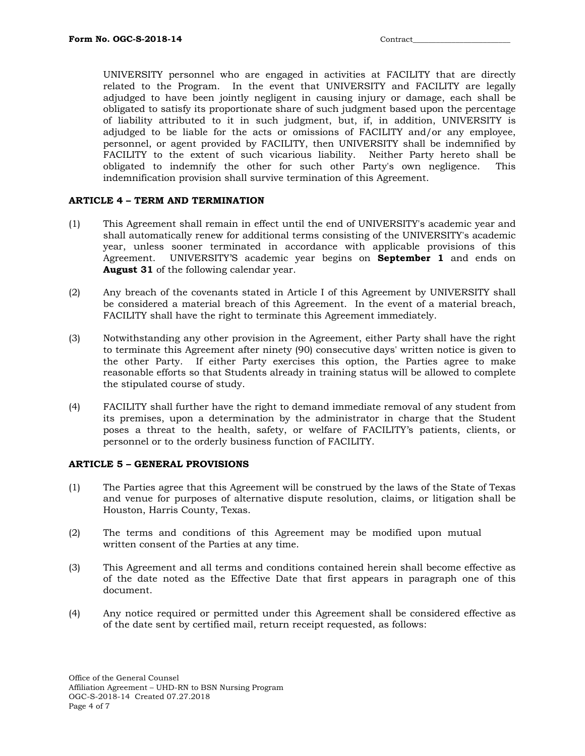UNIVERSITY personnel who are engaged in activities at FACILITY that are directly related to the Program. In the event that UNIVERSITY and FACILITY are legally adjudged to have been jointly negligent in causing injury or damage, each shall be obligated to satisfy its proportionate share of such judgment based upon the percentage of liability attributed to it in such judgment, but, if, in addition, UNIVERSITY is adjudged to be liable for the acts or omissions of FACILITY and/or any employee, personnel, or agent provided by FACILITY, then UNIVERSITY shall be indemnified by FACILITY to the extent of such vicarious liability. Neither Party hereto shall be obligated to indemnify the other for such other Party's own negligence. This indemnification provision shall survive termination of this Agreement.

**ARTICLE 4 – TERM AND TERMINATION**

(1) This Agreement shall remain in effect until the end of UNIVERSITY's academic year and shall automatically renew for additional terms consisting of the UNIVERSITY's academic year, unless sooner terminated in accordance with applicable provisions of this Agreement. UNIVERSITY'S academic year begins on **September 1** and ends on **August 31** of the following calendar year.

(2) Any breach of the covenants stated in Article I of this Agreement by UNIVERSITY shall be considered a material breach of this Agreement. In the event of a material breach, FACILITY shall have the right to terminate this Agreement immediately.

(3) Notwithstanding any other provision in the Agreement, either Party shall have the right to terminate this Agreement after ninety (90) consecutive days' written notice is given to the other Party. If either Party exercises this option, the Parties agree to make reasonable efforts so that Students already in training status will be allowed to complete the stipulated course of study.

(4) FACILITY shall further have the right to demand immediate removal of any student from its premises, upon a determination by the administrator in charge that the Student poses a threat to the health, safety, or welfare of FACILITY's patients, clients, or personnel or to the orderly business function of FACILITY.

**ARTICLE 5 – GENERAL PROVISIONS**

(1) The Parties agree that this Agreement will be construed by the laws of the State of Texas and venue for purposes of alternative dispute resolution, claims, or litigation shall be Houston, Harris County, Texas.

(2) The terms and conditions of this Agreement may be modified upon mutual written consent of the Parties at any time.

(3) This Agreement and all terms and conditions contained herein shall become effective as of the date noted as the Effective Date that first appears in paragraph one of this document.

(4) Any notice required or permitted under this Agreement shall be considered effective as of the date sent by certified mail, return receipt requested, as follows: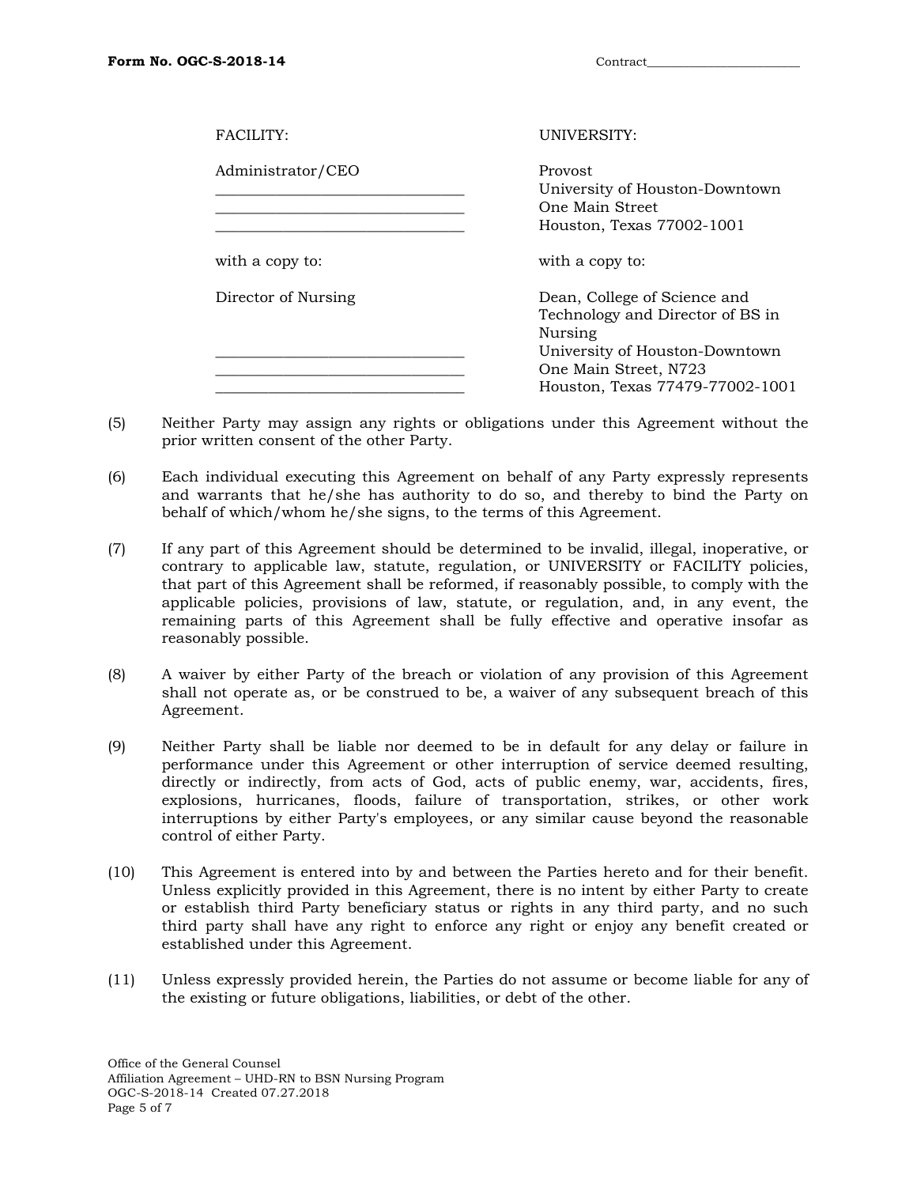| FACILITY: | UNIVERSITY: |
|---|---|
| Administrator/CEO | Provost |
| _______________________________ | University of Houston-Downtown |
| _______________________________ | One Main Street |
| _______________________________ | Houston, Texas 77002-1001 |
| with a copy to: | with a copy to: |
| Director of Nursing | Dean, College of Science and Technology and Director of BS in Nursing |
| _______________________________ | University of Houston-Downtown |
| _______________________________ | One Main Street, N723 |
| _______________________________ | Houston, Texas 77479-77002-1001 |

(5) Neither Party may assign any rights or obligations under this Agreement without the prior written consent of the other Party.

(6) Each individual executing this Agreement on behalf of any Party expressly represents and warrants that he/she has authority to do so, and thereby to bind the Party on behalf of which/whom he/she signs, to the terms of this Agreement.

(7) If any part of this Agreement should be determined to be invalid, illegal, inoperative, or contrary to applicable law, statute, regulation, or UNIVERSITY or FACILITY policies, that part of this Agreement shall be reformed, if reasonably possible, to comply with the applicable policies, provisions of law, statute, or regulation, and, in any event, the remaining parts of this Agreement shall be fully effective and operative insofar as reasonably possible.

(8) A waiver by either Party of the breach or violation of any provision of this Agreement shall not operate as, or be construed to be, a waiver of any subsequent breach of this Agreement.

(9) Neither Party shall be liable nor deemed to be in default for any delay or failure in performance under this Agreement or other interruption of service deemed resulting, directly or indirectly, from acts of God, acts of public enemy, war, accidents, fires, explosions, hurricanes, floods, failure of transportation, strikes, or other work interruptions by either Party's employees, or any similar cause beyond the reasonable control of either Party.

(10) This Agreement is entered into by and between the Parties hereto and for their benefit. Unless explicitly provided in this Agreement, there is no intent by either Party to create or establish third Party beneficiary status or rights in any third party, and no such third party shall have any right to enforce any right or enjoy any benefit created or established under this Agreement.

(11) Unless expressly provided herein, the Parties do not assume or become liable for any of the existing or future obligations, liabilities, or debt of the other.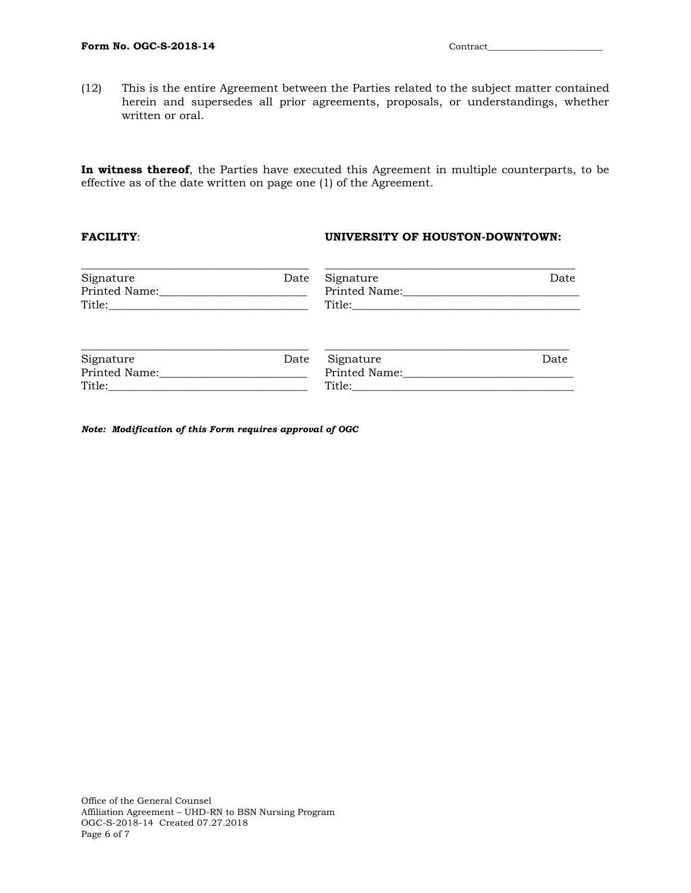(12) This is the entire Agreement between the Parties related to the subject matter contained herein and supersedes all prior agreements, proposals, or understandings, whether written or oral.

**In witness thereof**, the Parties have executed this Agreement in multiple counterparts, to be effective as of the date written on page one (1) of the Agreement.

| **FACILITY**: | **UNIVERSITY OF HOUSTON-DOWNTOWN:** |
|---|---|
| ______________________________________ | ______________________________________ |
| Signature Date | Signature Date |
| Printed Name:________________________ | Printed Name:________________________ |
| Title:________________________________ | Title:________________________________ |
| ______________________________________ | ______________________________________ |
| Signature Date | Signature Date |
| Printed Name:________________________ | Printed Name:________________________ |
| Title:________________________________ | Title:________________________________ |

***Note: Modification of this Form requires approval of OGC***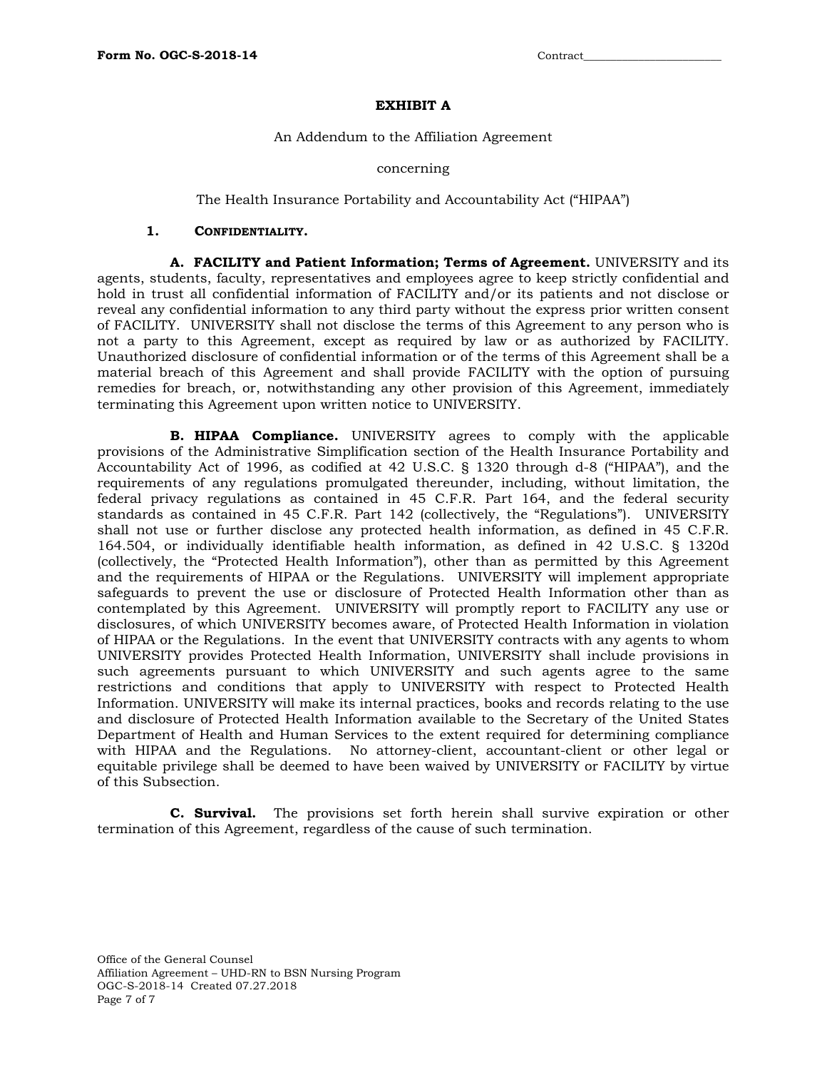## EXHIBIT A

An Addendum to the Affiliation Agreement

concerning

The Health Insurance Portability and Accountability Act ("HIPAA")

**1. CONFIDENTIALITY.**

**A. FACILITY and Patient Information; Terms of Agreement.** UNIVERSITY and its agents, students, faculty, representatives and employees agree to keep strictly confidential and hold in trust all confidential information of FACILITY and/or its patients and not disclose or reveal any confidential information to any third party without the express prior written consent of FACILITY. UNIVERSITY shall not disclose the terms of this Agreement to any person who is not a party to this Agreement, except as required by law or as authorized by FACILITY. Unauthorized disclosure of confidential information or of the terms of this Agreement shall be a material breach of this Agreement and shall provide FACILITY with the option of pursuing remedies for breach, or, notwithstanding any other provision of this Agreement, immediately terminating this Agreement upon written notice to UNIVERSITY.

**B. HIPAA Compliance.** UNIVERSITY agrees to comply with the applicable provisions of the Administrative Simplification section of the Health Insurance Portability and Accountability Act of 1996, as codified at 42 U.S.C. § 1320 through d-8 ("HIPAA"), and the requirements of any regulations promulgated thereunder, including, without limitation, the federal privacy regulations as contained in 45 C.F.R. Part 164, and the federal security standards as contained in 45 C.F.R. Part 142 (collectively, the "Regulations"). UNIVERSITY shall not use or further disclose any protected health information, as defined in 45 C.F.R. 164.504, or individually identifiable health information, as defined in 42 U.S.C. § 1320d (collectively, the "Protected Health Information"), other than as permitted by this Agreement and the requirements of HIPAA or the Regulations. UNIVERSITY will implement appropriate safeguards to prevent the use or disclosure of Protected Health Information other than as contemplated by this Agreement. UNIVERSITY will promptly report to FACILITY any use or disclosures, of which UNIVERSITY becomes aware, of Protected Health Information in violation of HIPAA or the Regulations. In the event that UNIVERSITY contracts with any agents to whom UNIVERSITY provides Protected Health Information, UNIVERSITY shall include provisions in such agreements pursuant to which UNIVERSITY and such agents agree to the same restrictions and conditions that apply to UNIVERSITY with respect to Protected Health Information. UNIVERSITY will make its internal practices, books and records relating to the use and disclosure of Protected Health Information available to the Secretary of the United States Department of Health and Human Services to the extent required for determining compliance with HIPAA and the Regulations. No attorney-client, accountant-client or other legal or equitable privilege shall be deemed to have been waived by UNIVERSITY or FACILITY by virtue of this Subsection.

**C. Survival.** The provisions set forth herein shall survive expiration or other termination of this Agreement, regardless of the cause of such termination.